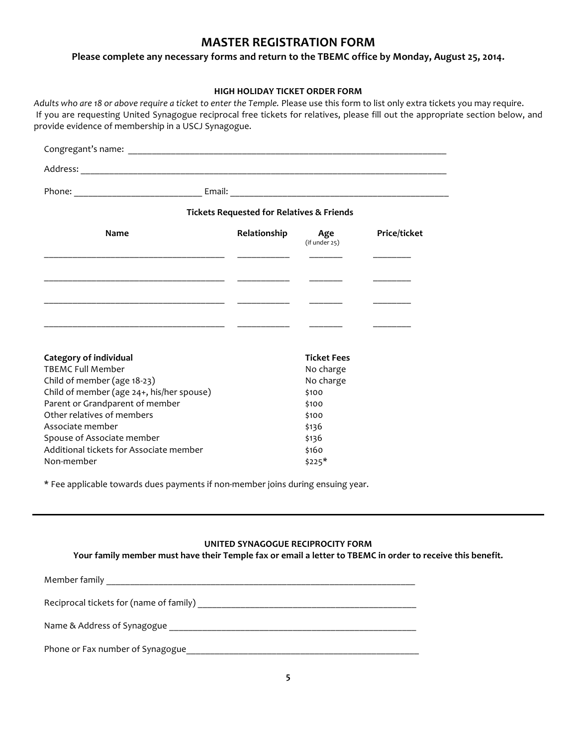# MASTER REGISTRATION FORM

**Please complete any necessary forms and return to the TBEMC office by Monday, August 25, 2014.**

## HIGH HOLIDAY TICKET ORDER FORM

*Adults who are 18 or above require a ticket to enter the Temple.* Please use this form to list only extra tickets you may require. If you are requesting United Synagogue reciprocal free tickets for relatives, please fill out the appropriate section below, and provide evidence of membership in a USCJ Synagogue.

Congregant's name: ______________________________________________________________________

Address: ______________________________________________________________________________

Phone: ___________________________ Email: _____________________________________________

**Tickets Requested for Relatives & Friends**

| Name | Relationship | Age (if under 25) | Price/ticket |
|---|---|---|---|
| _____________________________________ | ___________ | _______ | ________ |
| _____________________________________ | ___________ | _______ | ________ |
| _____________________________________ | ___________ | _______ | ________ |
| _____________________________________ | ___________ | _______ | ________ |

| Category of individual | Ticket Fees |
|---|---|
| TBEMC Full Member | No charge |
| Child of member (age 18-23) | No charge |
| Child of member (age 24+, his/her spouse) | $100 |
| Parent or Grandparent of member | $100 |
| Other relatives of members | $100 |
| Associate member | $136 |
| Spouse of Associate member | $136 |
| Additional tickets for Associate member | $160 |
| Non-member | $225* |

**\*** Fee applicable towards dues payments if non-member joins during ensuing year.

---

## UNITED SYNAGOGUE RECIPROCITY FORM

**Your family member must have their Temple fax or email a letter to TBEMC in order to receive this benefit.**

Member family ________________________________________________________________________

Reciprocal tickets for (name of family) ________________________________________________

Name & Address of Synagogue ______________________________________________________

Phone or Fax number of Synagogue__________________________________________________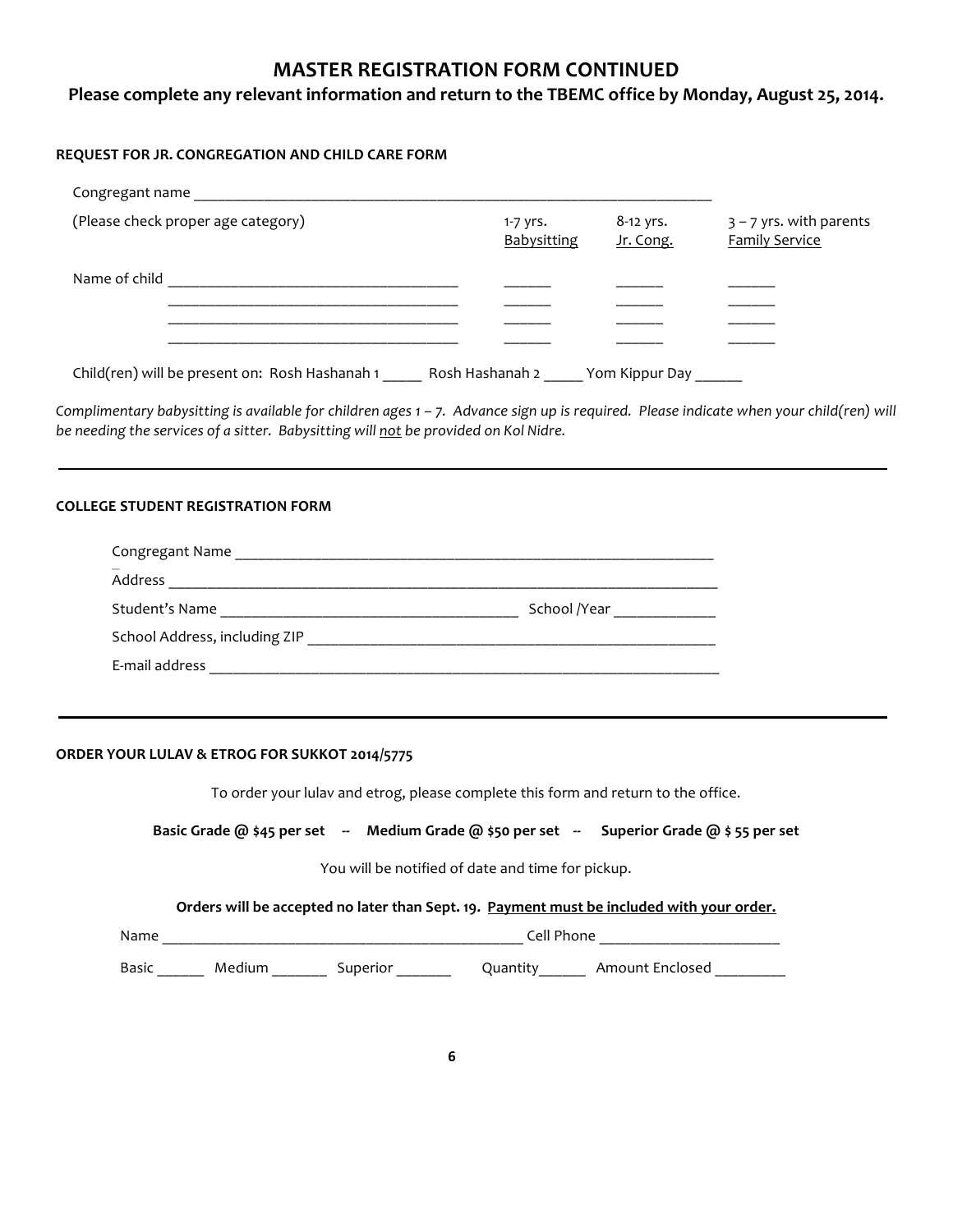# MASTER REGISTRATION FORM CONTINUED

## Please complete any relevant information and return to the TBEMC office by Monday, August 25, 2014.

### REQUEST FOR JR. CONGREGATION AND CHILD CARE FORM

Congregant name ______________________________________________________________________

| (Please check proper age category) | 1-7 yrs. Babysitting | 8-12 yrs. Jr. Cong. | 3 – 7 yrs. with parents Family Service |
|---|---|---|---|
| Name of child ____________________________________ | ______ | ______ | ______ |
| ____________________________________ | ______ | ______ | ______ |
| ____________________________________ | ______ | ______ | ______ |
| ____________________________________ | ______ | ______ | ______ |

Child(ren) will be present on: Rosh Hashanah 1 _____ Rosh Hashanah 2 _____ Yom Kippur Day ______

*Complimentary babysitting is available for children ages 1 – 7. Advance sign up is required. Please indicate when your child(ren) will be needing the services of a sitter. Babysitting will not be provided on Kol Nidre.*

---

### COLLEGE STUDENT REGISTRATION FORM

Congregant Name ______________________________________________________________

Address ______________________________________________________________________

Student's Name ______________________________________ School /Year _____________

School Address, including ZIP ____________________________________________________

E-mail address ________________________________________________________________

---

### ORDER YOUR LULAV & ETROG FOR SUKKOT 2014/5775

To order your lulav and etrog, please complete this form and return to the office.

**Basic Grade @ $45 per set -- Medium Grade @ $50 per set -- Superior Grade @ $ 55 per set**

You will be notified of date and time for pickup.

**Orders will be accepted no later than Sept. 19. Payment must be included with your order.**

Name _______________________________________________ Cell Phone _______________________

Basic ______ Medium _______ Superior _______ Quantity______ Amount Enclosed _________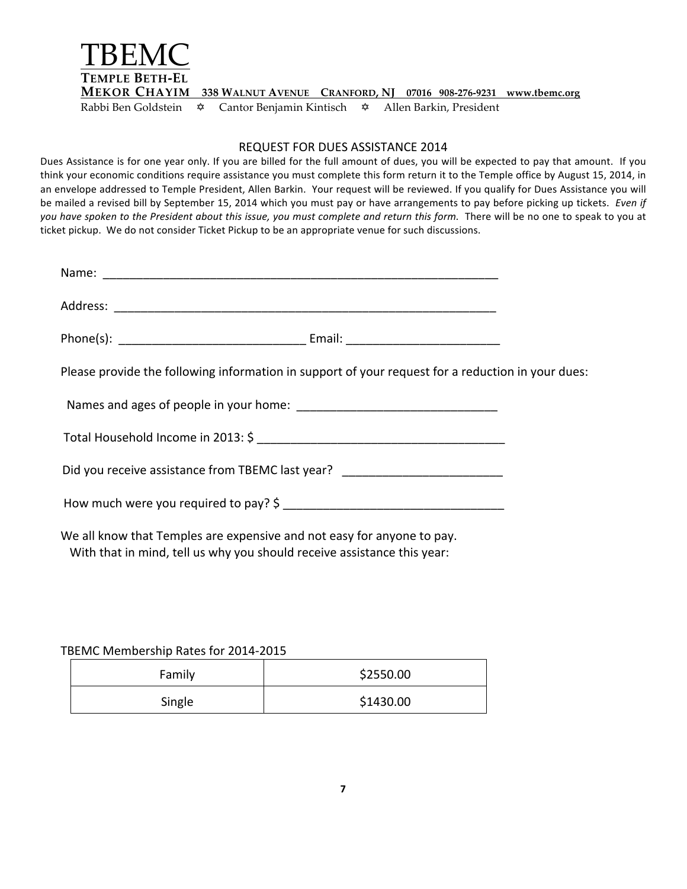# TBEMC

**TEMPLE BETH-EL**
**MEKOR CHAYIM** 338 WALNUT AVENUE CRANFORD, NJ 07016 908-276-9231 www.tbemc.org

Rabbi Ben Goldstein ✡ Cantor Benjamin Kintisch ✡ Allen Barkin, President

## REQUEST FOR DUES ASSISTANCE 2014

Dues Assistance is for one year only. If you are billed for the full amount of dues, you will be expected to pay that amount. If you think your economic conditions require assistance you must complete this form return it to the Temple office by August 15, 2014, in an envelope addressed to Temple President, Allen Barkin. Your request will be reviewed. If you qualify for Dues Assistance you will be mailed a revised bill by September 15, 2014 which you must pay or have arrangements to pay before picking up tickets. *Even if you have spoken to the President about this issue, you must complete and return this form.* There will be no one to speak to you at ticket pickup. We do not consider Ticket Pickup to be an appropriate venue for such discussions.

Name: ______________________________________________________________

Address: ____________________________________________________________

Phone(s): ___________________________ Email: ______________________

Please provide the following information in support of your request for a reduction in your dues:

Names and ages of people in your home: _____________________________

Total Household Income in 2013: $ ____________________________________

Did you receive assistance from TBEMC last year? _______________________

How much were you required to pay? $ ________________________________

We all know that Temples are expensive and not easy for anyone to pay.
With that in mind, tell us why you should receive assistance this year:

TBEMC Membership Rates for 2014-2015

| | |
|---|---|
| Family | $2550.00 |
| Single | $1430.00 |